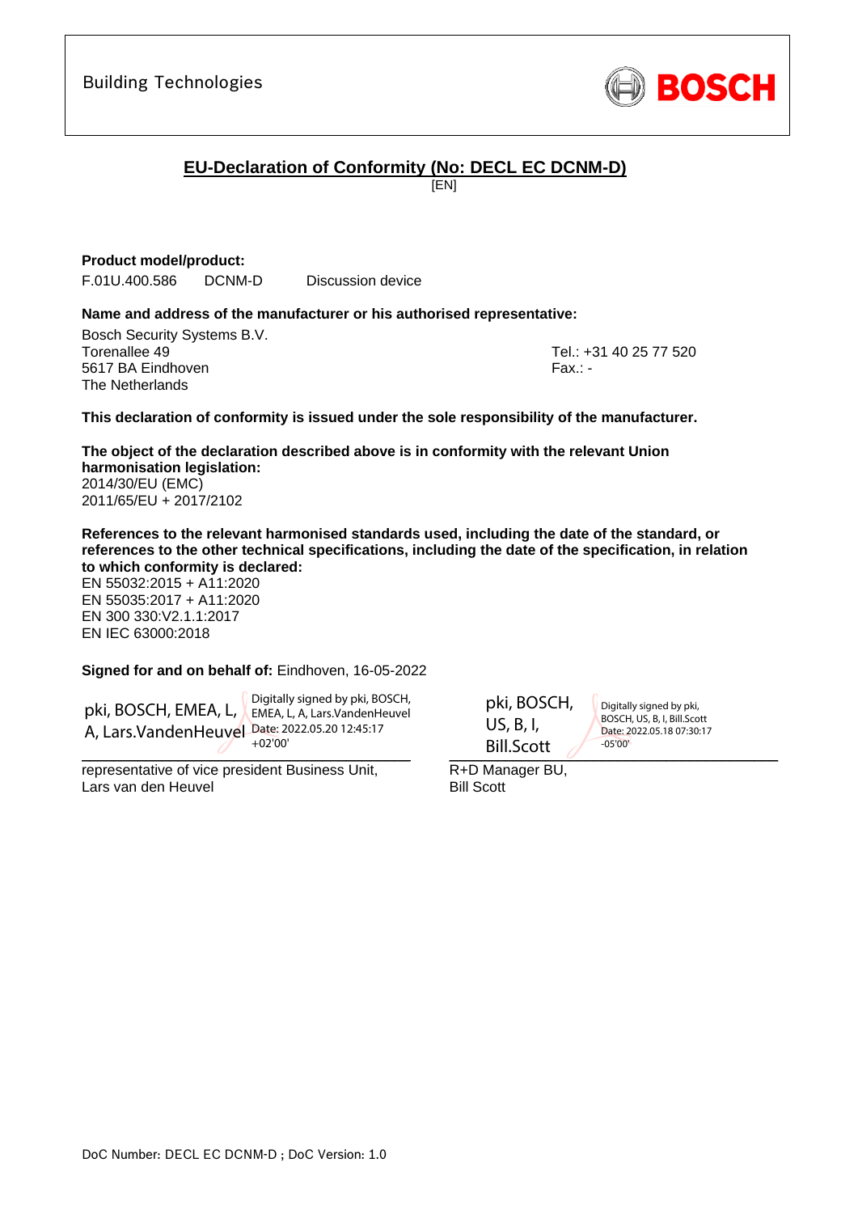Building Technologies

BOSCH

# EU-Declaration of Conformity (No: DECL EC DCNM-D)

[EN]

**Product model/product:**

F.01U.400.586 DCNM-D Discussion device

**Name and address of the manufacturer or his authorised representative:**

Bosch Security Systems B.V.
Torenallee 49
5617 BA Eindhoven
The Netherlands

Tel.: +31 40 25 77 520
Fax.: -

**This declaration of conformity is issued under the sole responsibility of the manufacturer.**

**The object of the declaration described above is in conformity with the relevant Union harmonisation legislation:**

2014/30/EU (EMC)
2011/65/EU + 2017/2102

**References to the relevant harmonised standards used, including the date of the standard, or references to the other technical specifications, including the date of the specification, in relation to which conformity is declared:**

EN 55032:2015 + A11:2020
EN 55035:2017 + A11:2020
EN 300 330:V2.1.1:2017
EN IEC 63000:2018

**Signed for and on behalf of:** Eindhoven, 16-05-2022

pki, BOSCH, EMEA, L, A, Lars.VandenHeuvel — Digitally signed by pki, BOSCH, EMEA, L, A, Lars.VandenHeuvel Date: 2022.05.20 12:45:17 +02'00'

representative of vice president Business Unit,
Lars van den Heuvel

pki, BOSCH, US, B, I, Bill.Scott — Digitally signed by pki, BOSCH, US, B, I, Bill.Scott Date: 2022.05.18 07:30:17 -05'00'

R+D Manager BU,
Bill Scott

DoC Number: DECL EC DCNM-D ; DoC Version: 1.0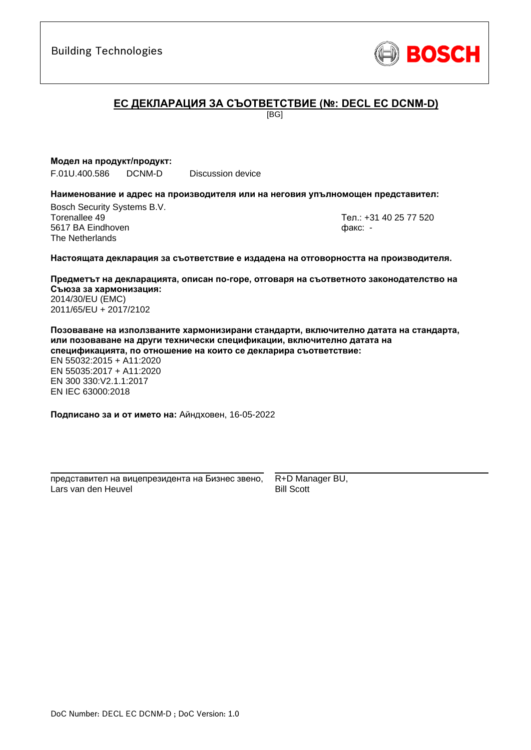Building Technologies

BOSCH

## ЕС ДЕКЛАРАЦИЯ ЗА СЪОТВЕТСТВИЕ (№: DECL EC DCNM-D)

[BG]

**Модел на продукт/продукт:**

F.01U.400.586 DCNM-D Discussion device

**Наименование и адрес на производителя или на неговия упълномощен представител:**

Bosch Security Systems B.V.
Torenallee 49
5617 BA Eindhoven
The Netherlands

Тел.: +31 40 25 77 520
факс: -

**Настоящата декларация за съответствие е издадена на отговорността на производителя.**

**Предметът на декларацията, описан по-горе, отговаря на съответното законодателство на Съюза за хармонизация:**
2014/30/EU (EMC)
2011/65/EU + 2017/2102

**Позоваване на използваните хармонизирани стандарти, включително датата на стандарта, или позоваване на други технически спецификации, включително датата на спецификацията, по отношение на които се декларира съответствие:**
EN 55032:2015 + A11:2020
EN 55035:2017 + A11:2020
EN 300 330:V2.1.1:2017
EN IEC 63000:2018

**Подписано за и от името на:** Айндховен, 16-05-2022

| | |
|---|---|
| представител на вицепрезидента на Бизнес звено, Lars van den Heuvel | R+D Manager BU, Bill Scott |

DoC Number: DECL EC DCNM-D ; DoC Version: 1.0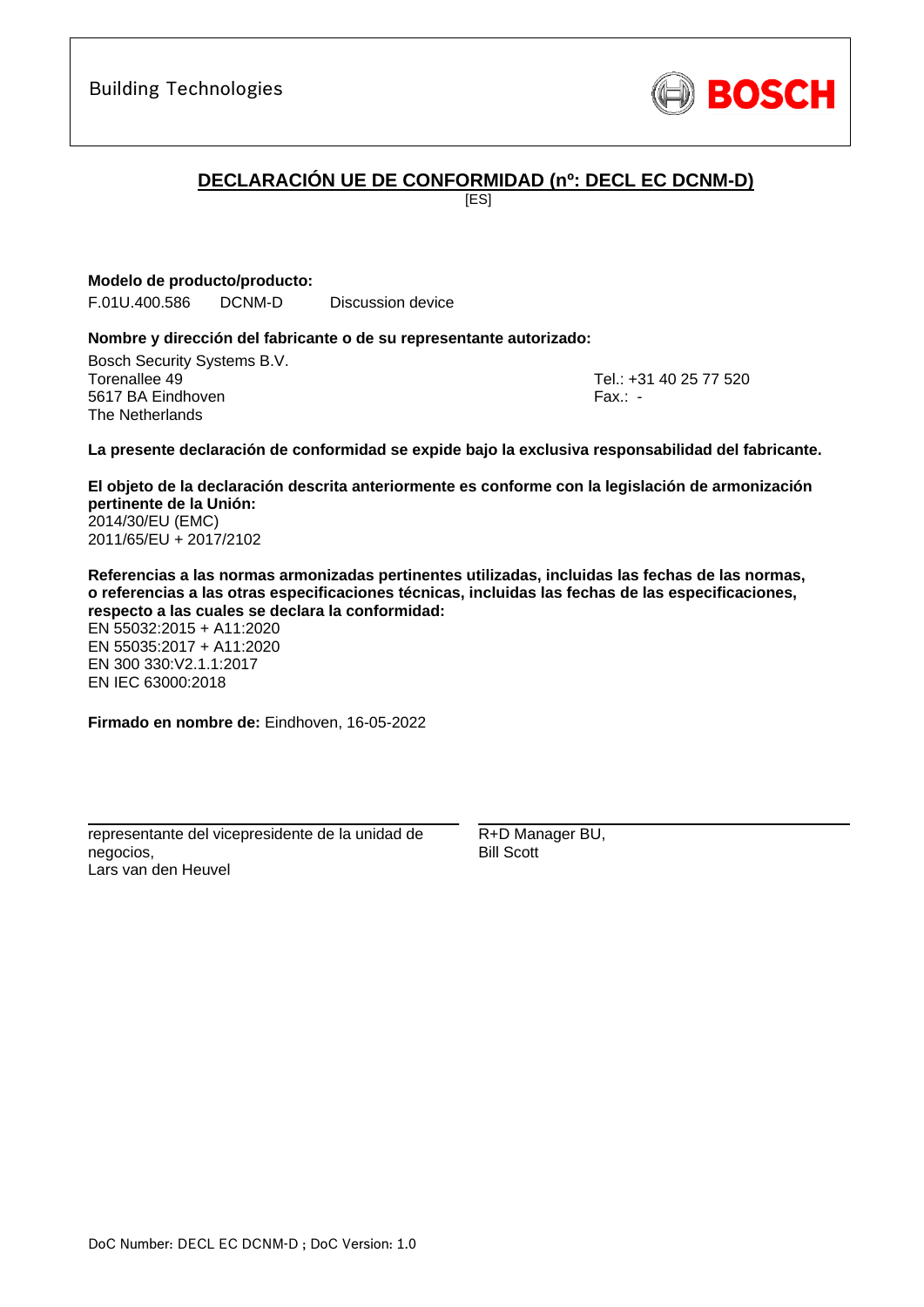Building Technologies

BOSCH

## DECLARACIÓN UE DE CONFORMIDAD (nº: DECL EC DCNM-D)

[ES]

**Modelo de producto/producto:**

F.01U.400.586 DCNM-D Discussion device

**Nombre y dirección del fabricante o de su representante autorizado:**

Bosch Security Systems B.V.
Torenallee 49
5617 BA Eindhoven
The Netherlands

Tel.: +31 40 25 77 520
Fax.: -

**La presente declaración de conformidad se expide bajo la exclusiva responsabilidad del fabricante.**

**El objeto de la declaración descrita anteriormente es conforme con la legislación de armonización pertinente de la Unión:**

2014/30/EU (EMC)
2011/65/EU + 2017/2102

**Referencias a las normas armonizadas pertinentes utilizadas, incluidas las fechas de las normas, o referencias a las otras especificaciones técnicas, incluidas las fechas de las especificaciones, respecto a las cuales se declara la conformidad:**

EN 55032:2015 + A11:2020
EN 55035:2017 + A11:2020
EN 300 330:V2.1.1:2017
EN IEC 63000:2018

**Firmado en nombre de:** Eindhoven, 16-05-2022

representante del vicepresidente de la unidad de negocios,
Lars van den Heuvel

R+D Manager BU,
Bill Scott

DoC Number: DECL EC DCNM-D ; DoC Version: 1.0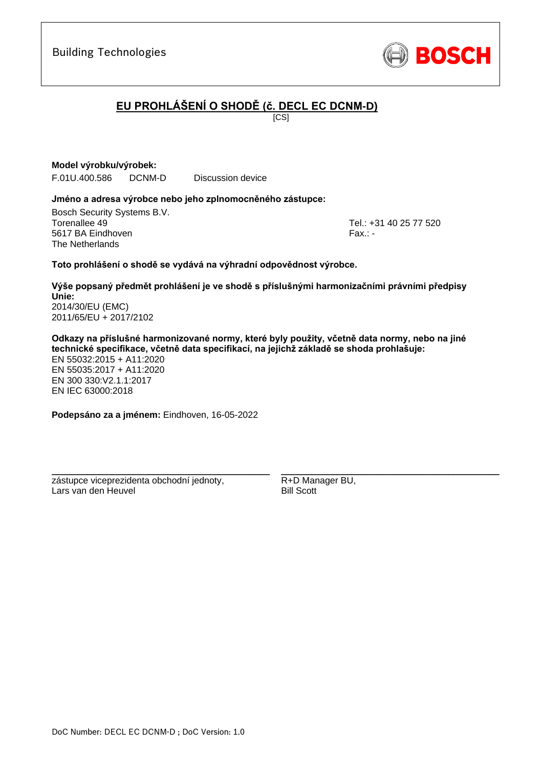Building Technologies

BOSCH

# EU PROHLÁŠENÍ O SHODĚ (č. DECL EC DCNM-D)

[CS]

**Model výrobku/výrobek:**

F.01U.400.586 DCNM-D Discussion device

**Jméno a adresa výrobce nebo jeho zplnomocněného zástupce:**

Bosch Security Systems B.V.
Torenallee 49
5617 BA Eindhoven
The Netherlands

Tel.: +31 40 25 77 520
Fax.: -

**Toto prohlášení o shodě se vydává na výhradní odpovědnost výrobce.**

**Výše popsaný předmět prohlášení je ve shodě s příslušnými harmonizačními právními předpisy Unie:**

2014/30/EU (EMC)
2011/65/EU + 2017/2102

**Odkazy na příslušné harmonizované normy, které byly použity, včetně data normy, nebo na jiné technické specifikace, včetně data specifikací, na jejichž základě se shoda prohlašuje:**

EN 55032:2015 + A11:2020
EN 55035:2017 + A11:2020
EN 300 330:V2.1.1:2017
EN IEC 63000:2018

**Podepsáno za a jménem:** Eindhoven, 16-05-2022

zástupce viceprezidenta obchodní jednoty,
Lars van den Heuvel

R+D Manager BU,
Bill Scott

DoC Number: DECL EC DCNM-D ; DoC Version: 1.0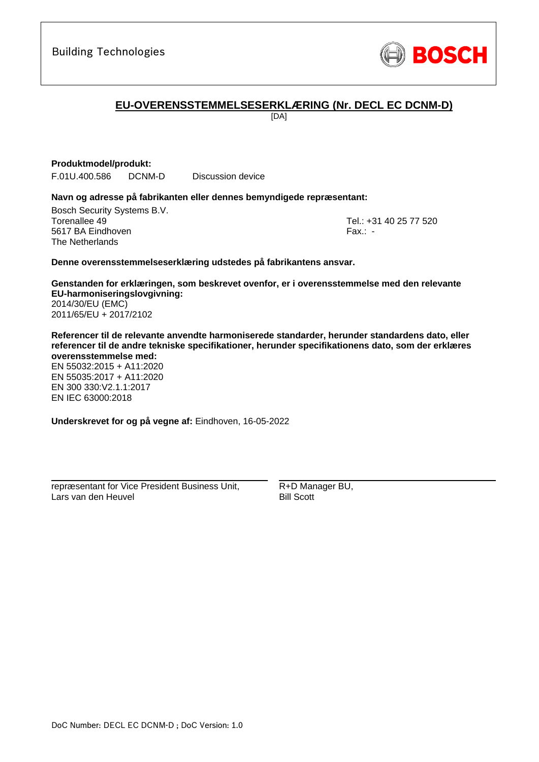Building Technologies

BOSCH

# EU-OVERENSSTEMMELSESERKLÆRING (Nr. DECL EC DCNM-D)

[DA]

**Produktmodel/produkt:**

F.01U.400.586 DCNM-D Discussion device

**Navn og adresse på fabrikanten eller dennes bemyndigede repræsentant:**

Bosch Security Systems B.V.
Torenallee 49
5617 BA Eindhoven
The Netherlands

Tel.: +31 40 25 77 520
Fax.: -

**Denne overensstemmelseserklæring udstedes på fabrikantens ansvar.**

**Genstanden for erklæringen, som beskrevet ovenfor, er i overensstemmelse med den relevante EU-harmoniseringslovgivning:**
2014/30/EU (EMC)
2011/65/EU + 2017/2102

**Referencer til de relevante anvendte harmoniserede standarder, herunder standardens dato, eller referencer til de andre tekniske specifikationer, herunder specifikationens dato, som der erklæres overensstemmelse med:**
EN 55032:2015 + A11:2020
EN 55035:2017 + A11:2020
EN 300 330:V2.1.1:2017
EN IEC 63000:2018

**Underskrevet for og på vegne af:** Eindhoven, 16-05-2022

repræsentant for Vice President Business Unit,
Lars van den Heuvel

R+D Manager BU,
Bill Scott

DoC Number: DECL EC DCNM-D ; DoC Version: 1.0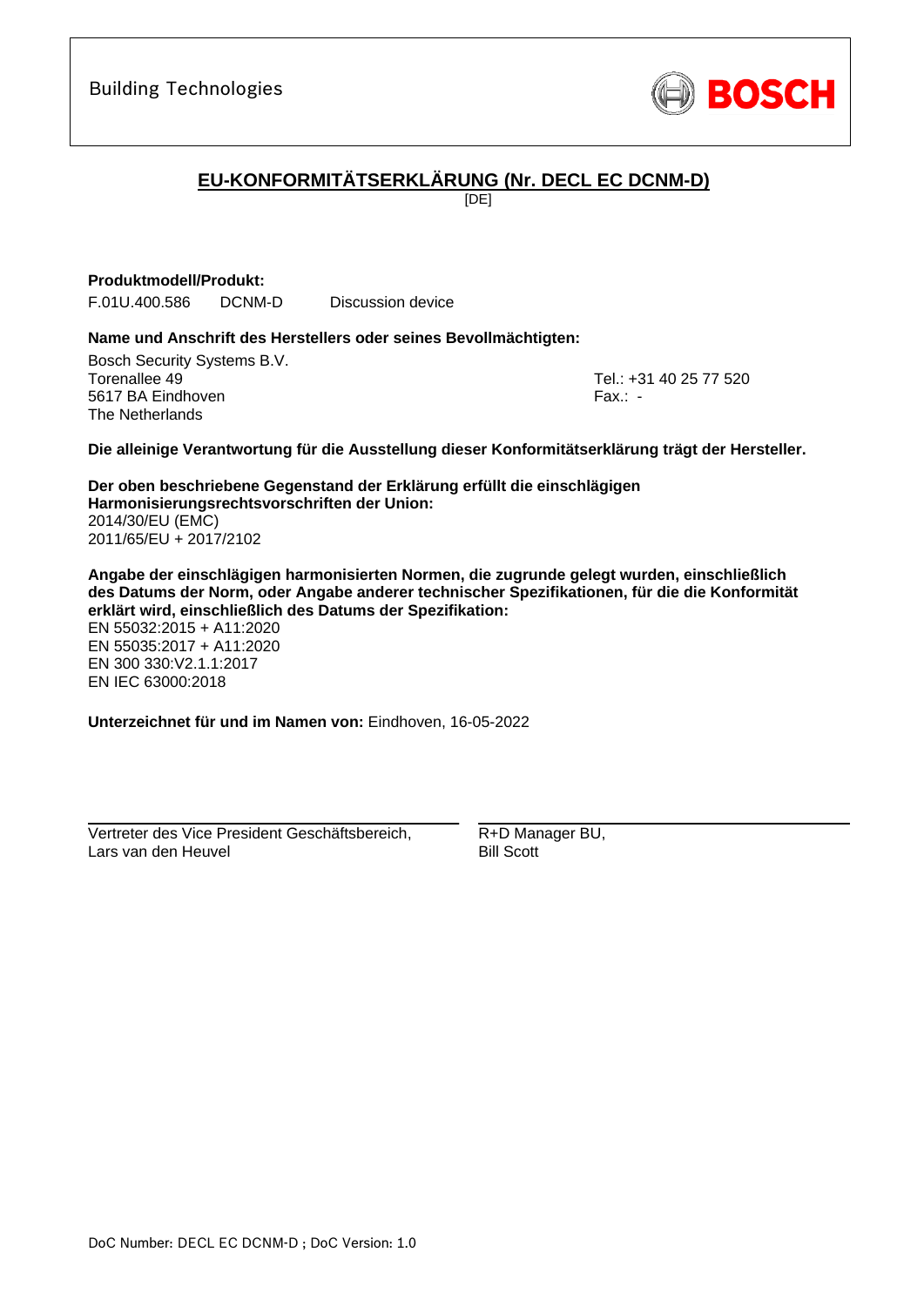Building Technologies

BOSCH

# EU-KONFORMITÄTSERKLÄRUNG (Nr. DECL EC DCNM-D)

[DE]

**Produktmodell/Produkt:**

F.01U.400.586 DCNM-D Discussion device

**Name und Anschrift des Herstellers oder seines Bevollmächtigten:**

Bosch Security Systems B.V.
Torenallee 49
5617 BA Eindhoven
The Netherlands

Tel.: +31 40 25 77 520
Fax.: -

**Die alleinige Verantwortung für die Ausstellung dieser Konformitätserklärung trägt der Hersteller.**

**Der oben beschriebene Gegenstand der Erklärung erfüllt die einschlägigen Harmonisierungsrechtsvorschriften der Union:**
2014/30/EU (EMC)
2011/65/EU + 2017/2102

**Angabe der einschlägigen harmonisierten Normen, die zugrunde gelegt wurden, einschließlich des Datums der Norm, oder Angabe anderer technischer Spezifikationen, für die die Konformität erklärt wird, einschließlich des Datums der Spezifikation:**
EN 55032:2015 + A11:2020
EN 55035:2017 + A11:2020
EN 300 330:V2.1.1:2017
EN IEC 63000:2018

**Unterzeichnet für und im Namen von:** Eindhoven, 16-05-2022

Vertreter des Vice President Geschäftsbereich,
Lars van den Heuvel

R+D Manager BU,
Bill Scott

DoC Number: DECL EC DCNM-D ; DoC Version: 1.0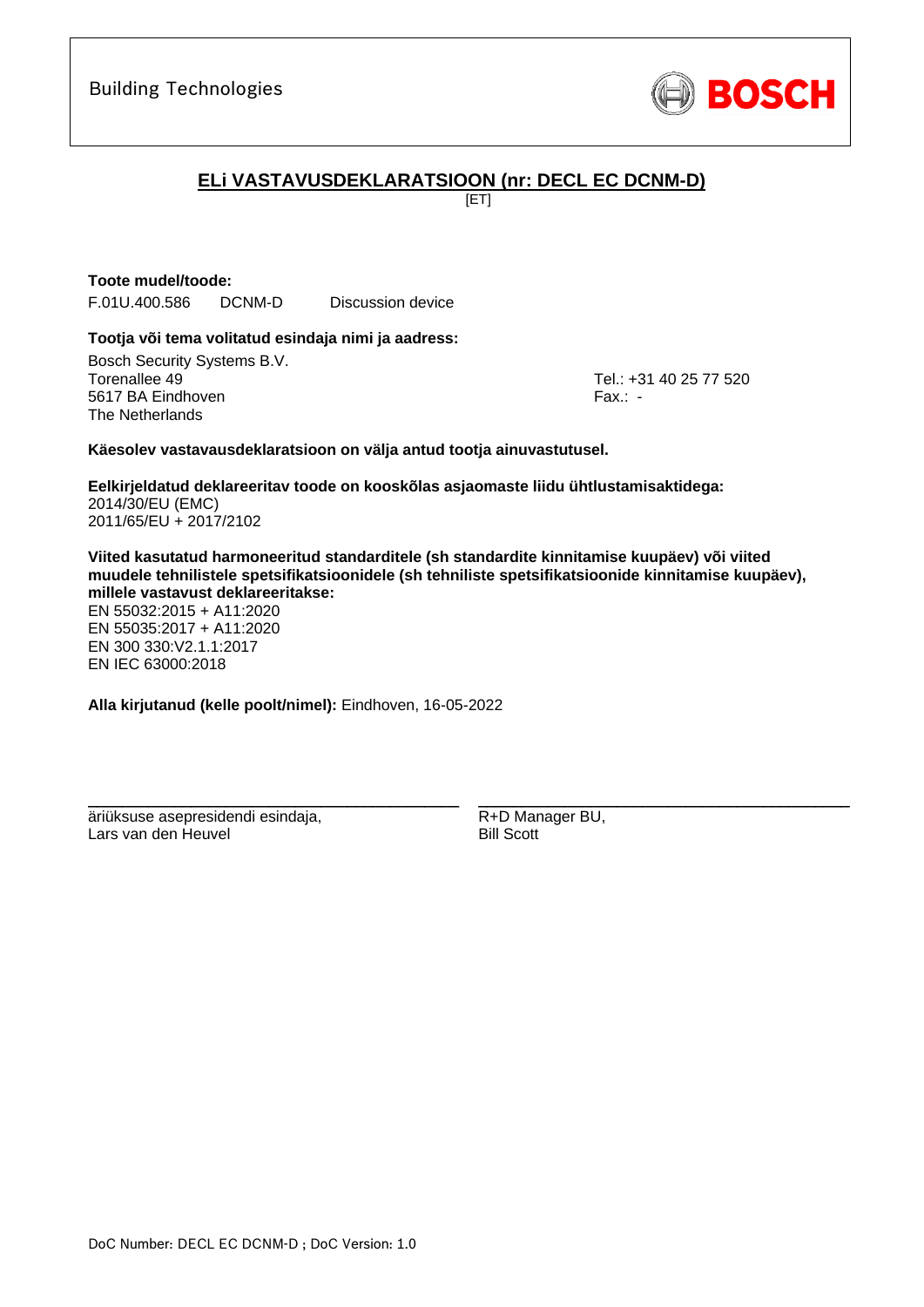Building Technologies

BOSCH

# ELi VASTAVUSDEKLARATSIOON (nr: DECL EC DCNM-D)

[ET]

**Toote mudel/toode:**

F.01U.400.586 DCNM-D Discussion device

**Tootja või tema volitatud esindaja nimi ja aadress:**

Bosch Security Systems B.V.
Torenallee 49
5617 BA Eindhoven
The Netherlands

Tel.: +31 40 25 77 520
Fax.: -

**Käesolev vastavausdeklaratsioon on välja antud tootja ainuvastutusel.**

**Eelkirjeldatud deklareeritav toode on kooskõlas asjaomaste liidu ühtlustamisaktidega:**

2014/30/EU (EMC)
2011/65/EU + 2017/2102

**Viited kasutatud harmoneeritud standarditele (sh standardite kinnitamise kuupäev) või viited muudele tehnilistele spetsifikatsioonidele (sh tehniliste spetsifikatsioonide kinnitamise kuupäev), millele vastavust deklareeritakse:**

EN 55032:2015 + A11:2020
EN 55035:2017 + A11:2020
EN 300 330:V2.1.1:2017
EN IEC 63000:2018

**Alla kirjutanud (kelle poolt/nimel):** Eindhoven, 16-05-2022

äriüksuse asepresidendi esindaja,
Lars van den Heuvel

R+D Manager BU,
Bill Scott

DoC Number: DECL EC DCNM-D ; DoC Version: 1.0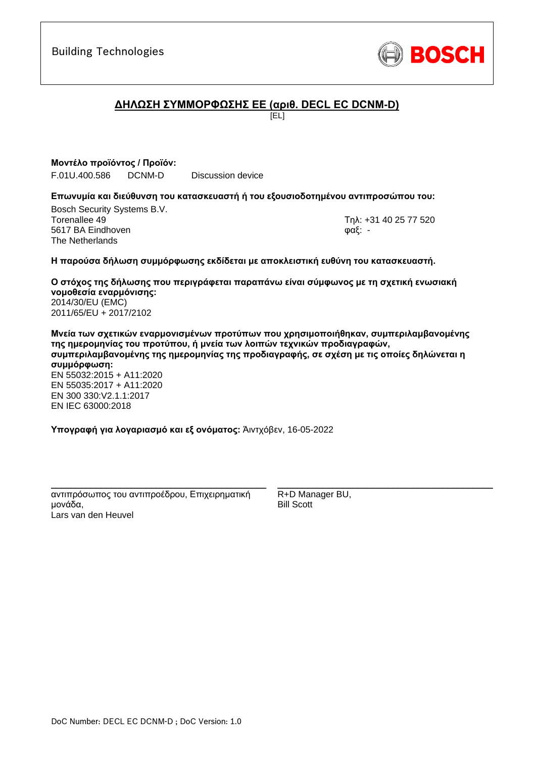Building Technologies

**BOSCH**

## ΔΗΛΩΣΗ ΣΥΜΜΟΡΦΩΣΗΣ ΕΕ (αριθ. DECL EC DCNM-D)

[EL]

**Μοντέλο προϊόντος / Προϊόν:**

F.01U.400.586 DCNM-D Discussion device

**Επωνυμία και διεύθυνση του κατασκευαστή ή του εξουσιοδοτημένου αντιπροσώπου του:**

Bosch Security Systems B.V.
Torenallee 49
5617 BA Eindhoven
The Netherlands

Τηλ: +31 40 25 77 520
φαξ: -

**Η παρούσα δήλωση συμμόρφωσης εκδίδεται με αποκλειστική ευθύνη του κατασκευαστή.**

**Ο στόχος της δήλωσης που περιγράφεται παραπάνω είναι σύμφωνος με τη σχετική ενωσιακή νομοθεσία εναρμόνισης:**

2014/30/EU (EMC)
2011/65/EU + 2017/2102

**Μνεία των σχετικών εναρμονισμένων προτύπων που χρησιμοποιήθηκαν, συμπεριλαμβανομένης της ημερομηνίας του προτύπου, ή μνεία των λοιπών τεχνικών προδιαγραφών, συμπεριλαμβανομένης της ημερομηνίας της προδιαγραφής, σε σχέση με τις οποίες δηλώνεται η συμμόρφωση:**

EN 55032:2015 + A11:2020
EN 55035:2017 + A11:2020
EN 300 330:V2.1.1:2017
EN IEC 63000:2018

**Υπογραφή για λογαριασμό και εξ ονόματος:** Άιντχόβεν, 16-05-2022

αντιπρόσωπος του αντιπροέδρου, Επιχειρηματική μονάδα,
Lars van den Heuvel

R+D Manager BU,
Bill Scott

DoC Number: DECL EC DCNM-D ; DoC Version: 1.0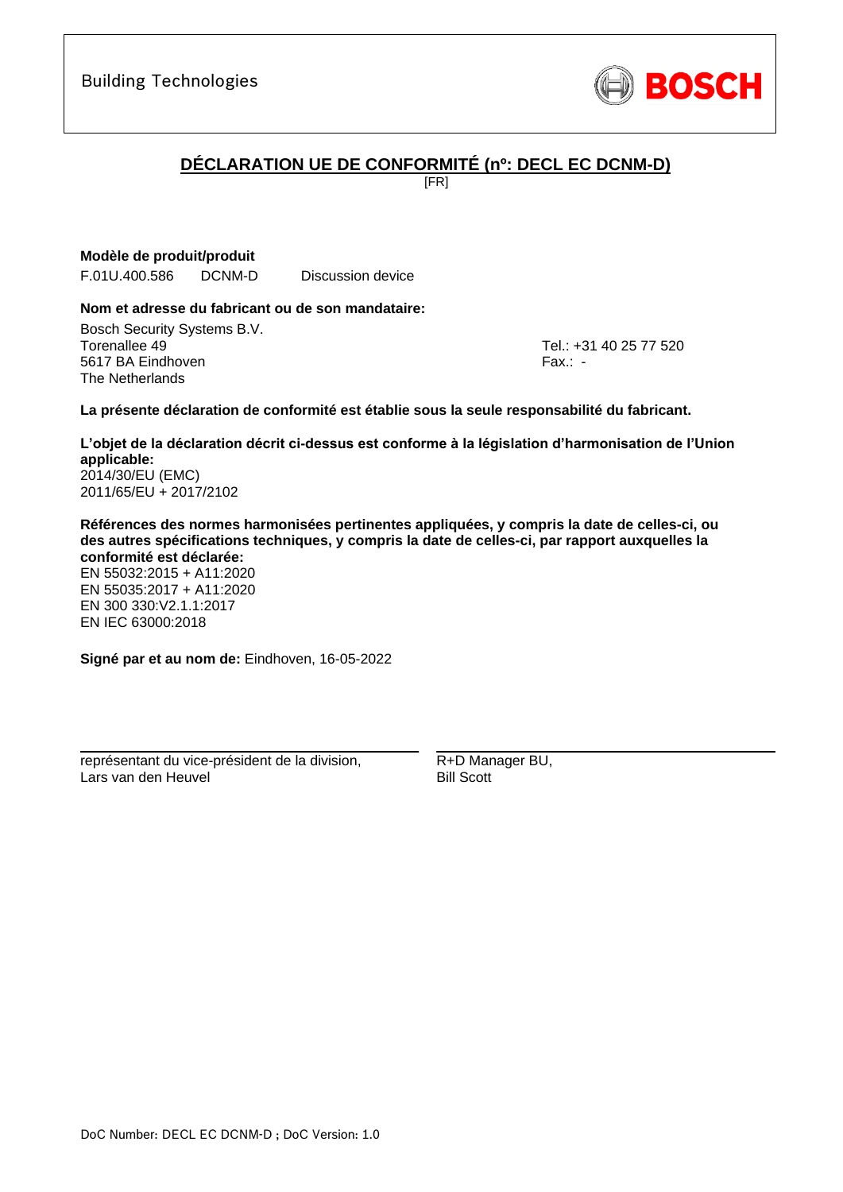Building Technologies

BOSCH

# DÉCLARATION UE DE CONFORMITÉ (nº: DECL EC DCNM-D)

[FR]

**Modèle de produit/produit**

F.01U.400.586 DCNM-D Discussion device

**Nom et adresse du fabricant ou de son mandataire:**

Bosch Security Systems B.V.
Torenallee 49
5617 BA Eindhoven
The Netherlands

Tel.: +31 40 25 77 520
Fax.: -

**La présente déclaration de conformité est établie sous la seule responsabilité du fabricant.**

**L'objet de la déclaration décrit ci-dessus est conforme à la législation d'harmonisation de l'Union applicable:**
2014/30/EU (EMC)
2011/65/EU + 2017/2102

**Références des normes harmonisées pertinentes appliquées, y compris la date de celles-ci, ou des autres spécifications techniques, y compris la date de celles-ci, par rapport auxquelles la conformité est déclarée:**
EN 55032:2015 + A11:2020
EN 55035:2017 + A11:2020
EN 300 330:V2.1.1:2017
EN IEC 63000:2018

**Signé par et au nom de:** Eindhoven, 16-05-2022

représentant du vice-président de la division,
Lars van den Heuvel

R+D Manager BU,
Bill Scott

DoC Number: DECL EC DCNM-D ; DoC Version: 1.0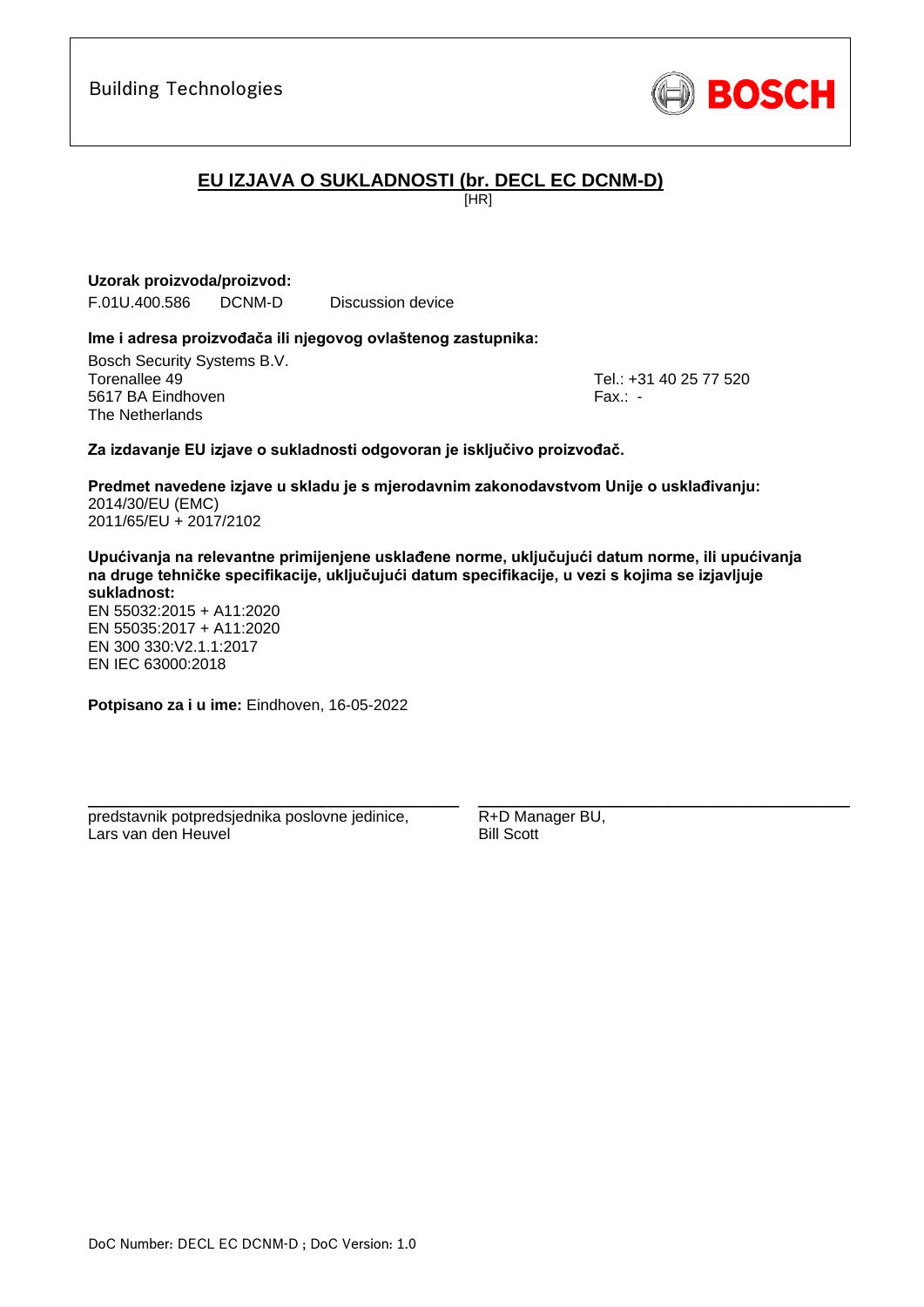Building Technologies

BOSCH

# EU IZJAVA O SUKLADNOSTI (br. DECL EC DCNM-D)

[HR]

**Uzorak proizvoda/proizvod:**

F.01U.400.586 DCNM-D Discussion device

**Ime i adresa proizvođača ili njegovog ovlaštenog zastupnika:**

Bosch Security Systems B.V.
Torenallee 49
5617 BA Eindhoven
The Netherlands

Tel.: +31 40 25 77 520
Fax.: -

**Za izdavanje EU izjave o sukladnosti odgovoran je isključivo proizvođač.**

**Predmet navedene izjave u skladu je s mjerodavnim zakonodavstvom Unije o usklađivanju:**
2014/30/EU (EMC)
2011/65/EU + 2017/2102

**Upućivanja na relevantne primijenjene usklađene norme, uključujući datum norme, ili upućivanja na druge tehničke specifikacije, uključujući datum specifikacije, u vezi s kojima se izjavljuje sukladnost:**
EN 55032:2015 + A11:2020
EN 55035:2017 + A11:2020
EN 300 330:V2.1.1:2017
EN IEC 63000:2018

**Potpisano za i u ime:** Eindhoven, 16-05-2022

predstavnik potpredsjednika poslovne jedinice,
Lars van den Heuvel

R+D Manager BU,
Bill Scott

DoC Number: DECL EC DCNM-D ; DoC Version: 1.0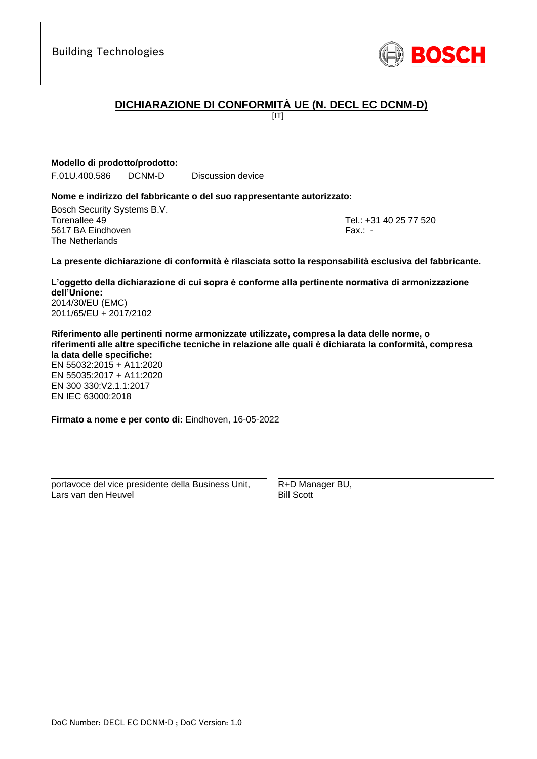Building Technologies

BOSCH

# DICHIARAZIONE DI CONFORMITÀ UE (N. DECL EC DCNM-D)

[IT]

**Modello di prodotto/prodotto:**

F.01U.400.586 DCNM-D Discussion device

**Nome e indirizzo del fabbricante o del suo rappresentante autorizzato:**

Bosch Security Systems B.V.
Torenallee 49
5617 BA Eindhoven
The Netherlands

Tel.: +31 40 25 77 520
Fax.: -

**La presente dichiarazione di conformità è rilasciata sotto la responsabilità esclusiva del fabbricante.**

**L'oggetto della dichiarazione di cui sopra è conforme alla pertinente normativa di armonizzazione dell'Unione:**

2014/30/EU (EMC)
2011/65/EU + 2017/2102

**Riferimento alle pertinenti norme armonizzate utilizzate, compresa la data delle norme, o riferimenti alle altre specifiche tecniche in relazione alle quali è dichiarata la conformità, compresa la data delle specifiche:**

EN 55032:2015 + A11:2020
EN 55035:2017 + A11:2020
EN 300 330:V2.1.1:2017
EN IEC 63000:2018

**Firmato a nome e per conto di:** Eindhoven, 16-05-2022

portavoce del vice presidente della Business Unit,
Lars van den Heuvel

R+D Manager BU,
Bill Scott

DoC Number: DECL EC DCNM-D ; DoC Version: 1.0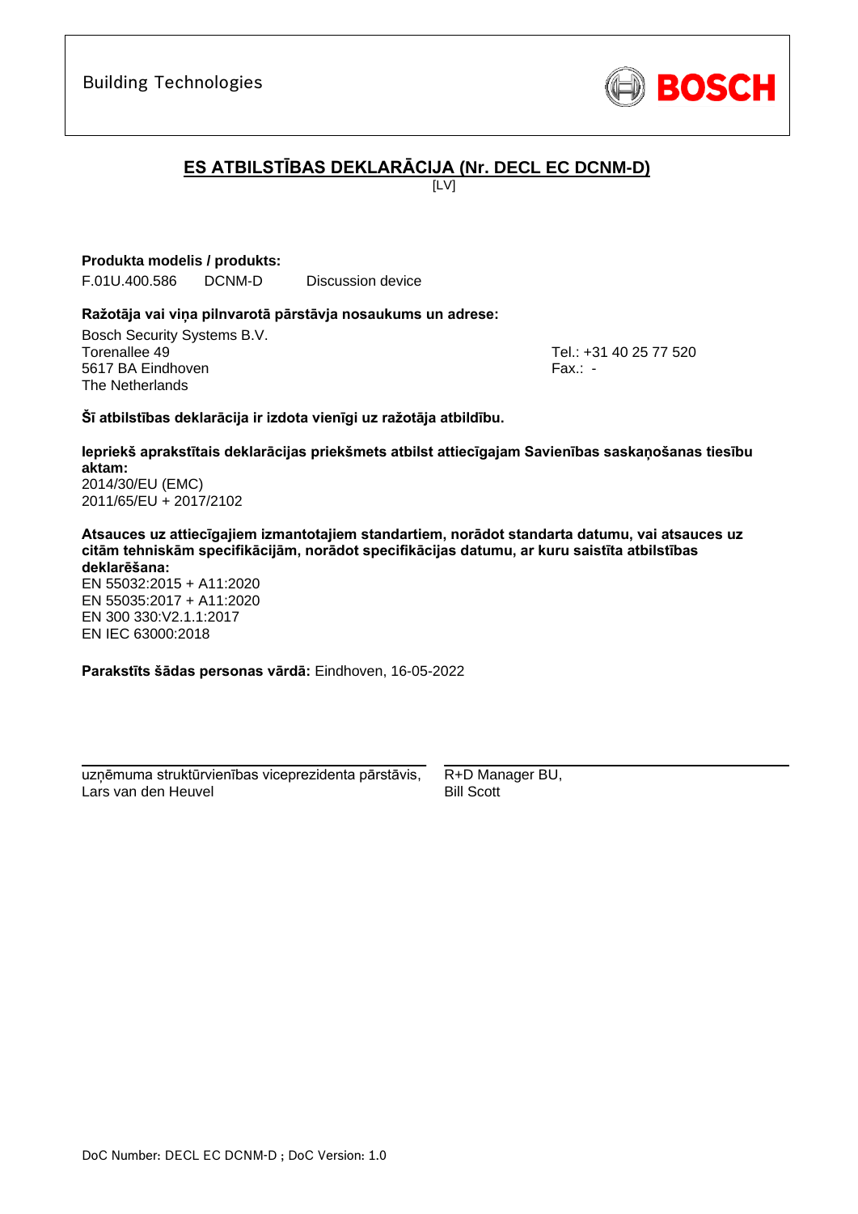Building Technologies

BOSCH

## ES ATBILSTĪBAS DEKLARĀCIJA (Nr. DECL EC DCNM-D)

[LV]

**Produkta modelis / produkts:**

F.01U.400.586 DCNM-D Discussion device

**Ražotāja vai viņa pilnvarotā pārstāvja nosaukums un adrese:**

Bosch Security Systems B.V.
Torenallee 49
5617 BA Eindhoven
The Netherlands

Tel.: +31 40 25 77 520
Fax.: -

**Šī atbilstības deklarācija ir izdota vienīgi uz ražotāja atbildību.**

**Iepriekš aprakstītais deklarācijas priekšmets atbilst attiecīgajam Savienības saskaņošanas tiesību aktam:**
2014/30/EU (EMC)
2011/65/EU + 2017/2102

**Atsauces uz attiecīgajiem izmantotajiem standartiem, norādot standarta datumu, vai atsauces uz citām tehniskām specifikācijām, norādot specifikācijas datumu, ar kuru saistīta atbilstības deklarēšana:**
EN 55032:2015 + A11:2020
EN 55035:2017 + A11:2020
EN 300 330:V2.1.1:2017
EN IEC 63000:2018

**Parakstīts šādas personas vārdā:** Eindhoven, 16-05-2022

uzņēmuma struktūrvienības viceprezidenta pārstāvis,
Lars van den Heuvel

R+D Manager BU,
Bill Scott

DoC Number: DECL EC DCNM-D ; DoC Version: 1.0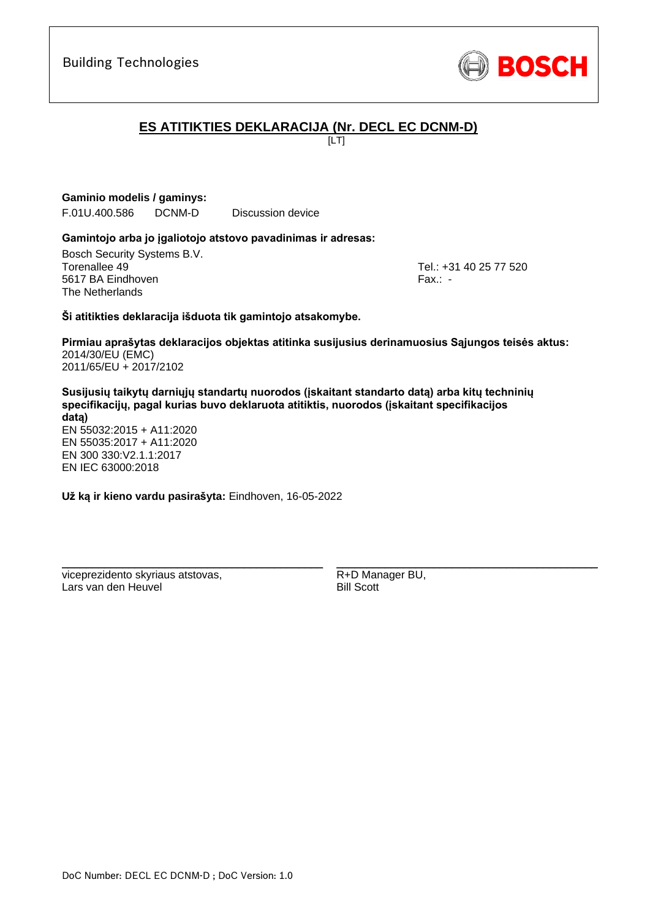Building Technologies

BOSCH

# ES ATITIKTIES DEKLARACIJA (Nr. DECL EC DCNM-D)

[LT]

**Gaminio modelis / gaminys:**

F.01U.400.586 DCNM-D Discussion device

**Gamintojo arba jo įgaliotojo atstovo pavadinimas ir adresas:**

Bosch Security Systems B.V.
Torenallee 49
5617 BA Eindhoven
The Netherlands

Tel.: +31 40 25 77 520
Fax.: -

**Ši atitikties deklaracija išduota tik gamintojo atsakomybe.**

**Pirmiau aprašytas deklaracijos objektas atitinka susijusius derinamuosius Sąjungos teisės aktus:**
2014/30/EU (EMC)
2011/65/EU + 2017/2102

**Susijusių taikytų darniųjų standartų nuorodos (įskaitant standarto datą) arba kitų techninių specifikacijų, pagal kurias buvo deklaruota atitiktis, nuorodos (įskaitant specifikacijos datą)**
EN 55032:2015 + A11:2020
EN 55035:2017 + A11:2020
EN 300 330:V2.1.1:2017
EN IEC 63000:2018

**Už ką ir kieno vardu pasirašyta:** Eindhoven, 16-05-2022

viceprezidento skyriaus atstovas,
Lars van den Heuvel

R+D Manager BU,
Bill Scott

DoC Number: DECL EC DCNM-D ; DoC Version: 1.0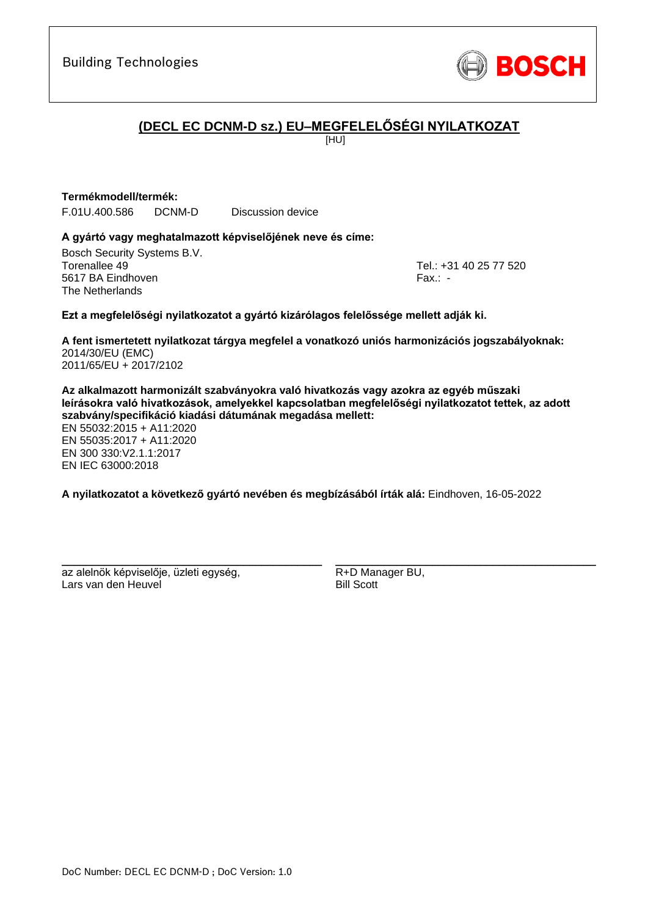Building Technologies

BOSCH

# (DECL EC DCNM-D sz.) EU–MEGFELELŐSÉGI NYILATKOZAT

[HU]

**Termékmodell/termék:**

F.01U.400.586 DCNM-D Discussion device

**A gyártó vagy meghatalmazott képviselőjének neve és címe:**

Bosch Security Systems B.V.
Torenallee 49
5617 BA Eindhoven
The Netherlands

Tel.: +31 40 25 77 520
Fax.: -

**Ezt a megfelelőségi nyilatkozatot a gyártó kizárólagos felelőssége mellett adják ki.**

**A fent ismertetett nyilatkozat tárgya megfelel a vonatkozó uniós harmonizációs jogszabályoknak:**
2014/30/EU (EMC)
2011/65/EU + 2017/2102

**Az alkalmazott harmonizált szabványokra való hivatkozás vagy azokra az egyéb műszaki leírásokra való hivatkozások, amelyekkel kapcsolatban megfelelőségi nyilatkozatot tettek, az adott szabvány/specifikáció kiadási dátumának megadása mellett:**
EN 55032:2015 + A11:2020
EN 55035:2017 + A11:2020
EN 300 330:V2.1.1:2017
EN IEC 63000:2018

**A nyilatkozatot a következő gyártó nevében és megbízásából írták alá:** Eindhoven, 16-05-2022

az alelnök képviselője, üzleti egység,
Lars van den Heuvel

R+D Manager BU,
Bill Scott

DoC Number: DECL EC DCNM-D ; DoC Version: 1.0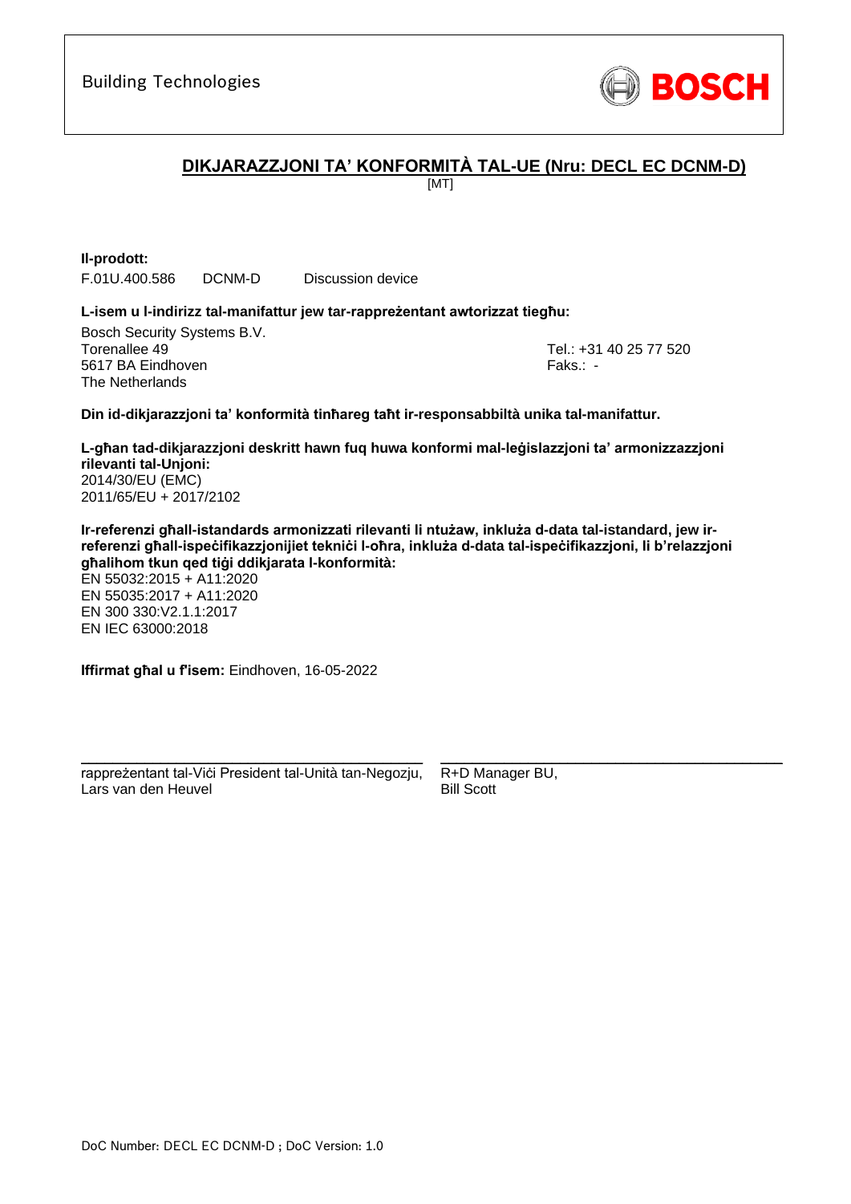Building Technologies

BOSCH

## DIKJARAZZJONI TA' KONFORMITÀ TAL-UE (Nru: DECL EC DCNM-D)

[MT]

**Il-prodott:**

F.01U.400.586 DCNM-D Discussion device

**L-isem u l-indirizz tal-manifattur jew tar-rappreżentant awtorizzat tiegħu:**

Bosch Security Systems B.V.
Torenallee 49
5617 BA Eindhoven
The Netherlands

Tel.: +31 40 25 77 520
Faks.: -

**Din id-dikjarazzjoni ta' konformità tinħareg taħt ir-responsabbiltà unika tal-manifattur.**

**L-għan tad-dikjarazzjoni deskritt hawn fuq huwa konformi mal-leġislazzjoni ta' armonizzazzjoni rilevanti tal-Unjoni:**

2014/30/EU (EMC)
2011/65/EU + 2017/2102

**Ir-referenzi għall-istandards armonizzati rilevanti li ntużaw, inkluża d-data tal-istandard, jew ir-referenzi għall-ispeċifikazzjonijiet tekniċi l-oħra, inkluża d-data tal-ispeċifikazzjoni, li b'relazzjoni għalihom tkun qed tiġi ddikjarata l-konformità:**

EN 55032:2015 + A11:2020
EN 55035:2017 + A11:2020
EN 300 330:V2.1.1:2017
EN IEC 63000:2018

**Iffirmat għal u f'isem:** Eindhoven, 16-05-2022

rappreżentant tal-Viċi President tal-Unità tan-Negozju,
Lars van den Heuvel

R+D Manager BU,
Bill Scott

DoC Number: DECL EC DCNM-D ; DoC Version: 1.0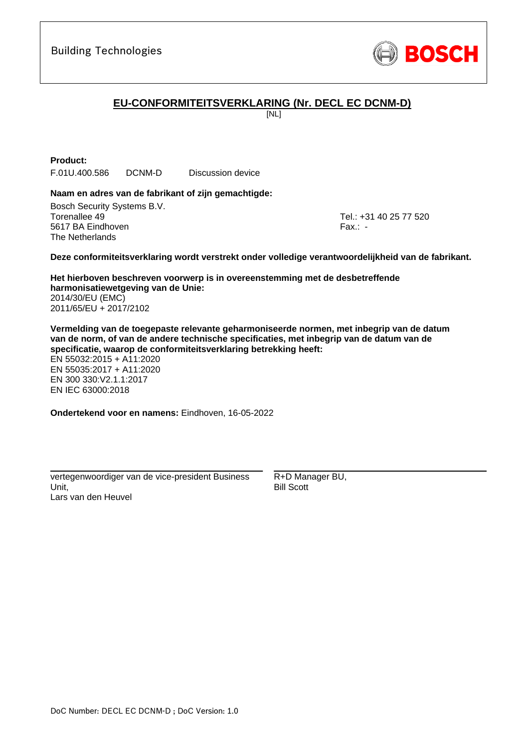Building Technologies

BOSCH

## EU-CONFORMITEITSVERKLARING (Nr. DECL EC DCNM-D)

[NL]

**Product:**

F.01U.400.586 DCNM-D Discussion device

**Naam en adres van de fabrikant of zijn gemachtigde:**

Bosch Security Systems B.V.
Torenallee 49
5617 BA Eindhoven
The Netherlands

Tel.: +31 40 25 77 520
Fax.: -

**Deze conformiteitsverklaring wordt verstrekt onder volledige verantwoordelijkheid van de fabrikant.**

**Het hierboven beschreven voorwerp is in overeenstemming met de desbetreffende harmonisatiewetgeving van de Unie:**
2014/30/EU (EMC)
2011/65/EU + 2017/2102

**Vermelding van de toegepaste relevante geharmoniseerde normen, met inbegrip van de datum van de norm, of van de andere technische specificaties, met inbegrip van de datum van de specificatie, waarop de conformiteitsverklaring betrekking heeft:**
EN 55032:2015 + A11:2020
EN 55035:2017 + A11:2020
EN 300 330:V2.1.1:2017
EN IEC 63000:2018

**Ondertekend voor en namens:** Eindhoven, 16-05-2022

vertegenwoordiger van de vice-president Business Unit,
Lars van den Heuvel

R+D Manager BU,
Bill Scott

DoC Number: DECL EC DCNM-D ; DoC Version: 1.0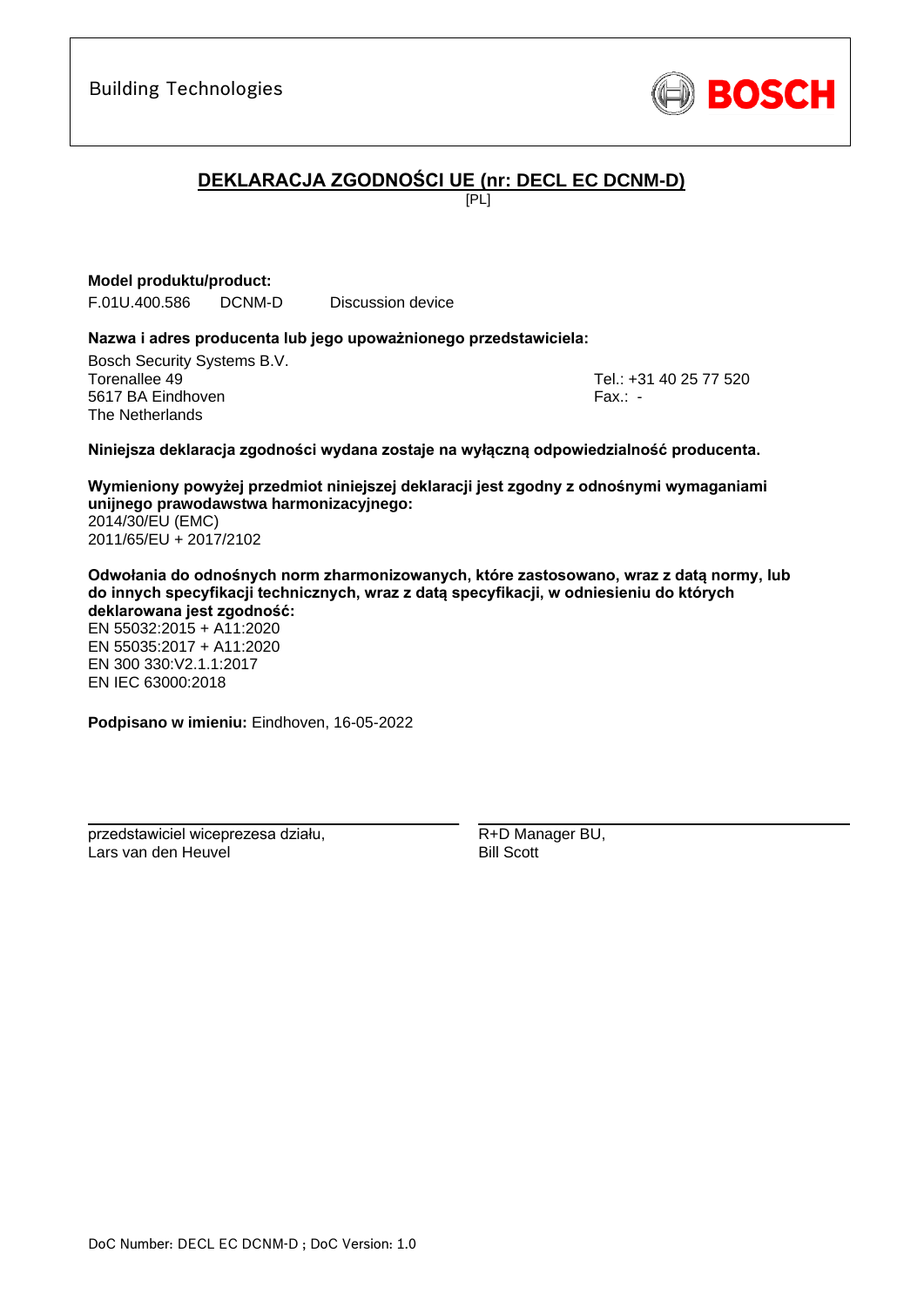Building Technologies

BOSCH

## DEKLARACJA ZGODNOŚCI UE (nr: DECL EC DCNM-D)

[PL]

**Model produktu/product:**

F.01U.400.586 DCNM-D Discussion device

**Nazwa i adres producenta lub jego upoważnionego przedstawiciela:**

Bosch Security Systems B.V.
Torenallee 49
5617 BA Eindhoven
The Netherlands

Tel.: +31 40 25 77 520
Fax.: -

**Niniejsza deklaracja zgodności wydana zostaje na wyłączną odpowiedzialność producenta.**

**Wymieniony powyżej przedmiot niniejszej deklaracji jest zgodny z odnośnymi wymaganiami unijnego prawodawstwa harmonizacyjnego:**

2014/30/EU (EMC)
2011/65/EU + 2017/2102

**Odwołania do odnośnych norm zharmonizowanych, które zastosowano, wraz z datą normy, lub do innych specyfikacji technicznych, wraz z datą specyfikacji, w odniesieniu do których deklarowana jest zgodność:**

EN 55032:2015 + A11:2020
EN 55035:2017 + A11:2020
EN 300 330:V2.1.1:2017
EN IEC 63000:2018

**Podpisano w imieniu:** Eindhoven, 16-05-2022

przedstawiciel wiceprezesa działu,
Lars van den Heuvel

R+D Manager BU,
Bill Scott

DoC Number: DECL EC DCNM-D ; DoC Version: 1.0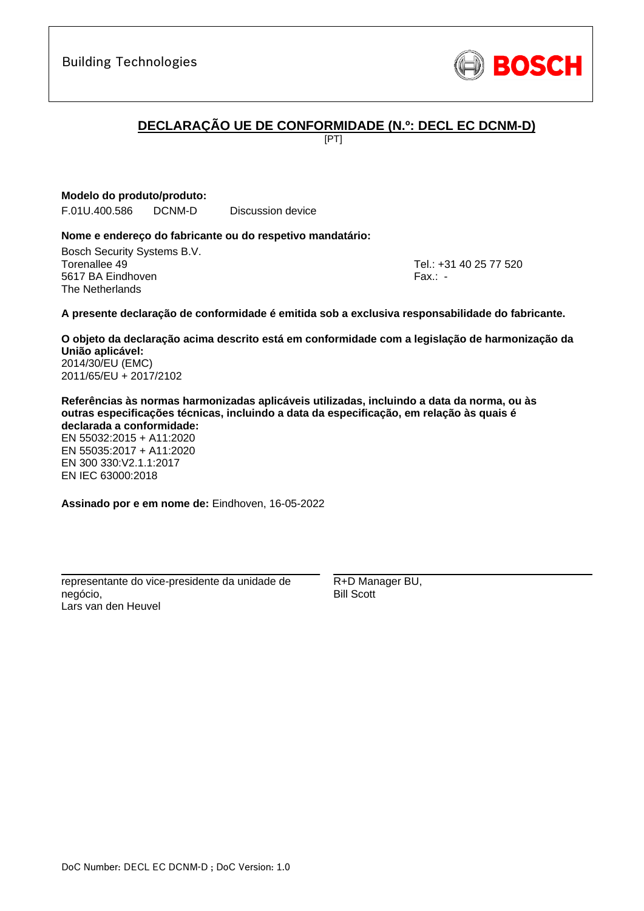Building Technologies

BOSCH

## DECLARAÇÃO UE DE CONFORMIDADE (N.º: DECL EC DCNM-D)

[PT]

**Modelo do produto/produto:**

F.01U.400.586 DCNM-D Discussion device

**Nome e endereço do fabricante ou do respetivo mandatário:**

Bosch Security Systems B.V.
Torenallee 49
5617 BA Eindhoven
The Netherlands

Tel.: +31 40 25 77 520
Fax.: -

**A presente declaração de conformidade é emitida sob a exclusiva responsabilidade do fabricante.**

**O objeto da declaração acima descrito está em conformidade com a legislação de harmonização da União aplicável:**
2014/30/EU (EMC)
2011/65/EU + 2017/2102

**Referências às normas harmonizadas aplicáveis utilizadas, incluindo a data da norma, ou às outras especificações técnicas, incluindo a data da especificação, em relação às quais é declarada a conformidade:**
EN 55032:2015 + A11:2020
EN 55035:2017 + A11:2020
EN 300 330:V2.1.1:2017
EN IEC 63000:2018

**Assinado por e em nome de:** Eindhoven, 16-05-2022

representante do vice-presidente da unidade de negócio,
Lars van den Heuvel

R+D Manager BU,
Bill Scott

DoC Number: DECL EC DCNM-D ; DoC Version: 1.0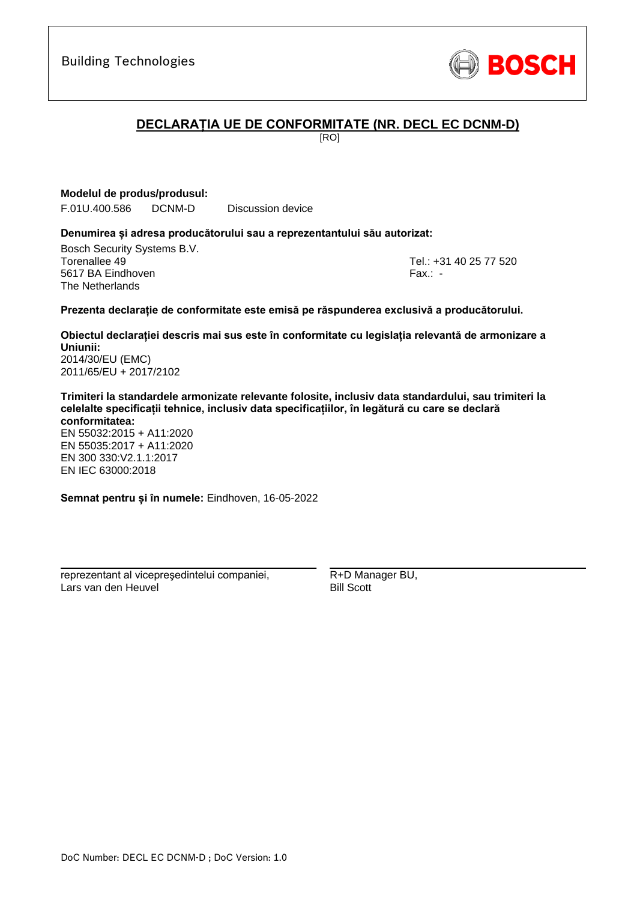Building Technologies

BOSCH

## DECLARAȚIA UE DE CONFORMITATE (NR. DECL EC DCNM-D)

[RO]

**Modelul de produs/produsul:**

F.01U.400.586 DCNM-D Discussion device

**Denumirea și adresa producătorului sau a reprezentantului său autorizat:**

Bosch Security Systems B.V.
Torenallee 49
5617 BA Eindhoven
The Netherlands

Tel.: +31 40 25 77 520
Fax.: -

**Prezenta declarație de conformitate este emisă pe răspunderea exclusivă a producătorului.**

**Obiectul declarației descris mai sus este în conformitate cu legislația relevantă de armonizare a Uniunii:**
2014/30/EU (EMC)
2011/65/EU + 2017/2102

**Trimiteri la standardele armonizate relevante folosite, inclusiv data standardului, sau trimiteri la celelalte specificații tehnice, inclusiv data specificațiilor, în legătură cu care se declară conformitatea:**
EN 55032:2015 + A11:2020
EN 55035:2017 + A11:2020
EN 300 330:V2.1.1:2017
EN IEC 63000:2018

**Semnat pentru și în numele:** Eindhoven, 16-05-2022

reprezentant al vicepreşedintelui companiei,
Lars van den Heuvel

R+D Manager BU,
Bill Scott

DoC Number: DECL EC DCNM-D ; DoC Version: 1.0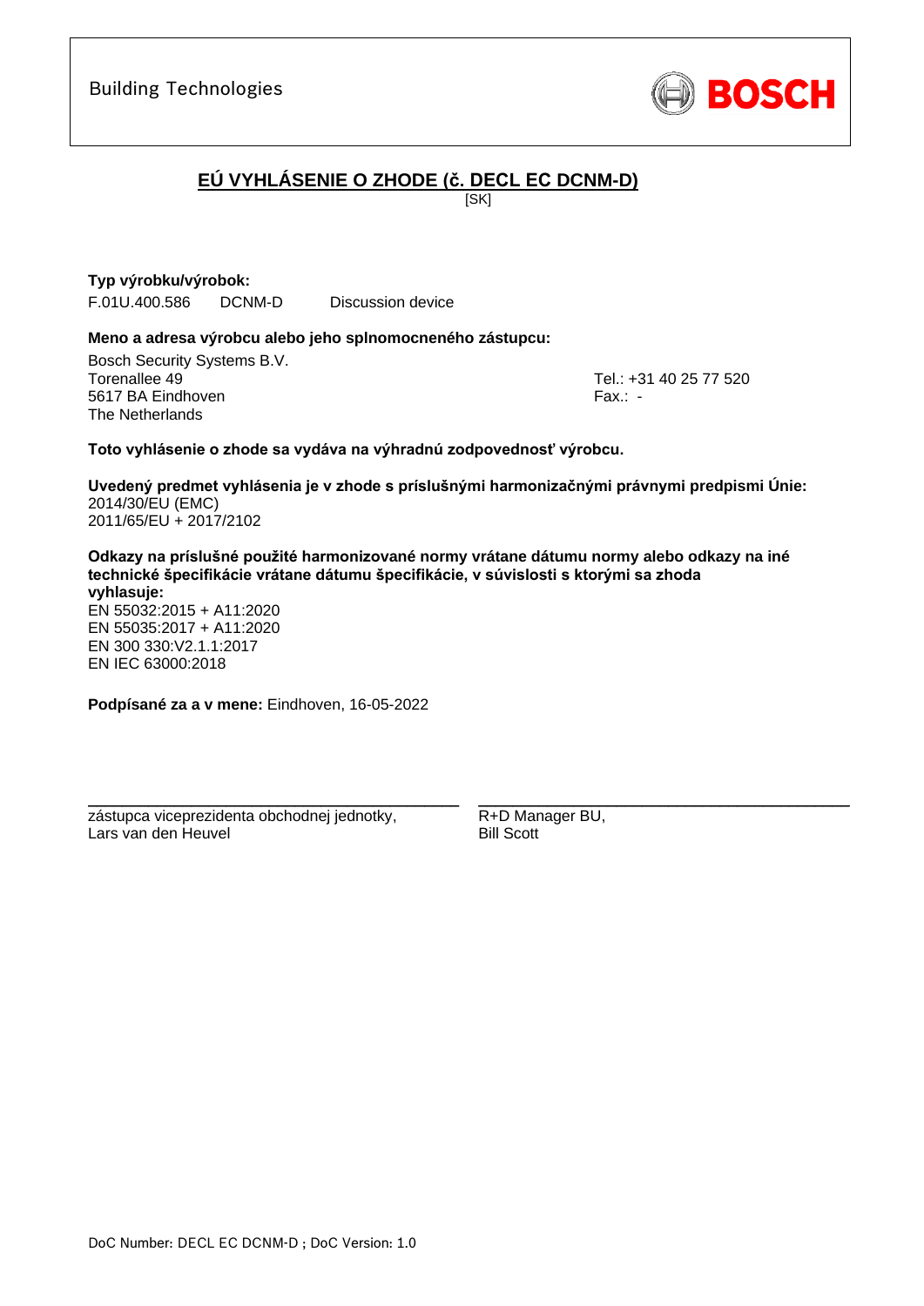Building Technologies

BOSCH

## EÚ VYHLÁSENIE O ZHODE (č. DECL EC DCNM-D)

[SK]

**Typ výrobku/výrobok:**

F.01U.400.586 DCNM-D Discussion device

**Meno a adresa výrobcu alebo jeho splnomocneného zástupcu:**

Bosch Security Systems B.V.
Torenallee 49
5617 BA Eindhoven
The Netherlands

Tel.: +31 40 25 77 520
Fax.: -

**Toto vyhlásenie o zhode sa vydáva na výhradnú zodpovednosť výrobcu.**

**Uvedený predmet vyhlásenia je v zhode s príslušnými harmonizačnými právnymi predpismi Únie:**
2014/30/EU (EMC)
2011/65/EU + 2017/2102

**Odkazy na príslušné použité harmonizované normy vrátane dátumu normy alebo odkazy na iné technické špecifikácie vrátane dátumu špecifikácie, v súvislosti s ktorými sa zhoda vyhlasuje:**
EN 55032:2015 + A11:2020
EN 55035:2017 + A11:2020
EN 300 330:V2.1.1:2017
EN IEC 63000:2018

**Podpísané za a v mene:** Eindhoven, 16-05-2022

zástupca viceprezidenta obchodnej jednotky,
Lars van den Heuvel

R+D Manager BU,
Bill Scott

DoC Number: DECL EC DCNM-D ; DoC Version: 1.0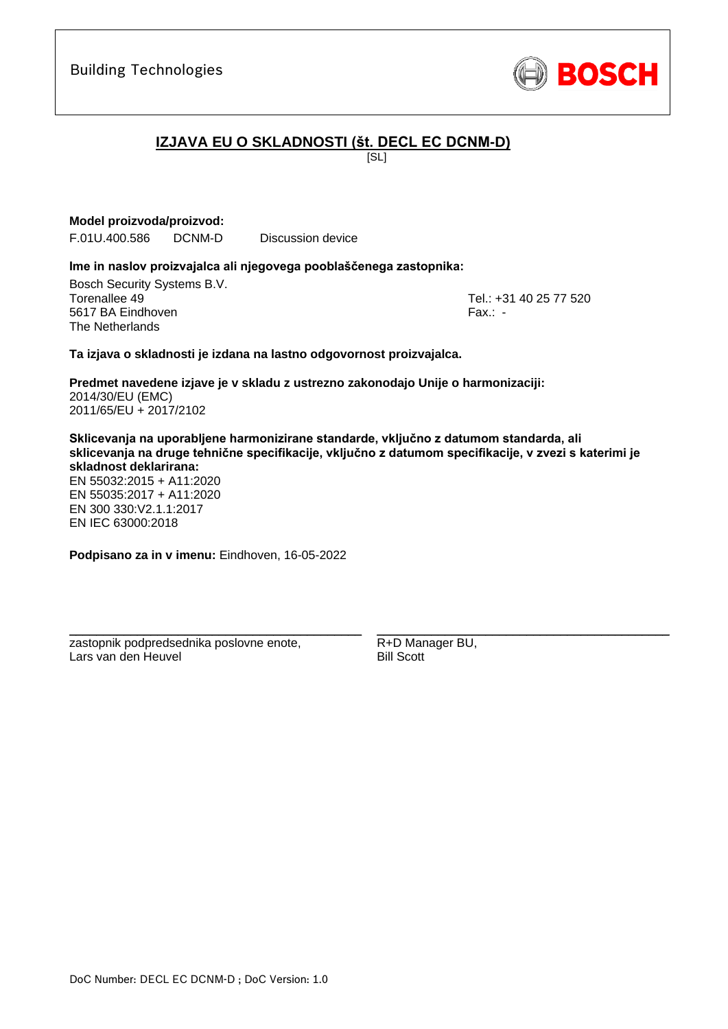Building Technologies

BOSCH

# IZJAVA EU O SKLADNOSTI (št. DECL EC DCNM-D)

[SL]

**Model proizvoda/proizvod:**

F.01U.400.586 DCNM-D Discussion device

**Ime in naslov proizvajalca ali njegovega pooblaščenega zastopnika:**

Bosch Security Systems B.V.
Torenallee 49
5617 BA Eindhoven
The Netherlands

Tel.: +31 40 25 77 520
Fax.: -

**Ta izjava o skladnosti je izdana na lastno odgovornost proizvajalca.**

**Predmet navedene izjave je v skladu z ustrezno zakonodajo Unije o harmonizaciji:**
2014/30/EU (EMC)
2011/65/EU + 2017/2102

**Sklicevanja na uporabljene harmonizirane standarde, vključno z datumom standarda, ali sklicevanja na druge tehnične specifikacije, vključno z datumom specifikacije, v zvezi s katerimi je skladnost deklarirana:**
EN 55032:2015 + A11:2020
EN 55035:2017 + A11:2020
EN 300 330:V2.1.1:2017
EN IEC 63000:2018

**Podpisano za in v imenu:** Eindhoven, 16-05-2022

zastopnik podpredsednika poslovne enote,
Lars van den Heuvel

R+D Manager BU,
Bill Scott

DoC Number: DECL EC DCNM-D ; DoC Version: 1.0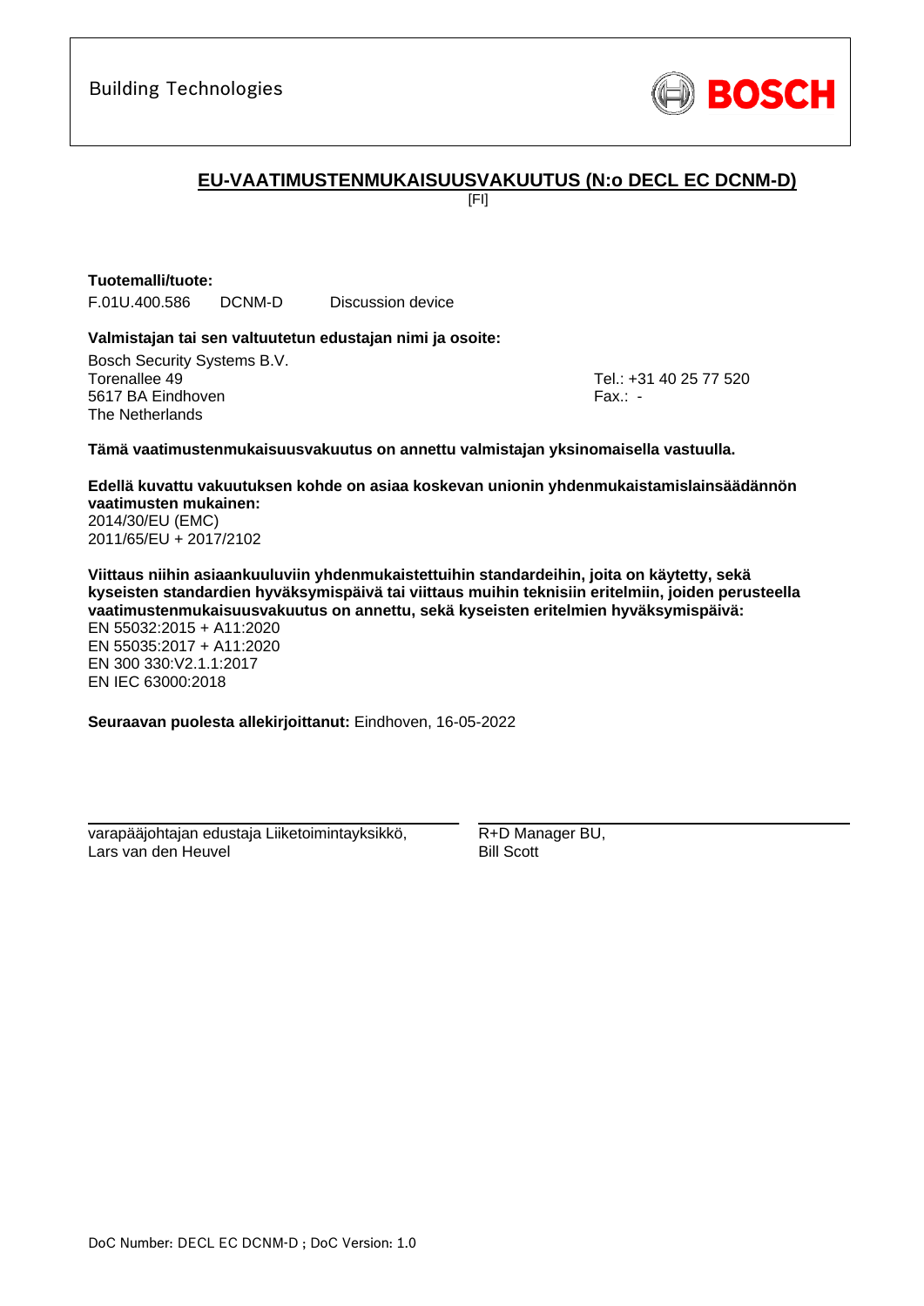Building Technologies

BOSCH

## EU-VAATIMUSTENMUKAISUUSVAKUUTUS (N:o DECL EC DCNM-D)

[FI]

**Tuotemalli/tuote:**

F.01U.400.586 DCNM-D Discussion device

**Valmistajan tai sen valtuutetun edustajan nimi ja osoite:**

Bosch Security Systems B.V.
Torenallee 49
5617 BA Eindhoven
The Netherlands

Tel.: +31 40 25 77 520
Fax.: -

**Tämä vaatimustenmukaisuusvakuutus on annettu valmistajan yksinomaisella vastuulla.**

**Edellä kuvattu vakuutuksen kohde on asiaa koskevan unionin yhdenmukaistamislainsäädännön vaatimusten mukainen:**
2014/30/EU (EMC)
2011/65/EU + 2017/2102

**Viittaus niihin asiaankuuluviin yhdenmukaistettuihin standardeihin, joita on käytetty, sekä kyseisten standardien hyväksymispäivä tai viittaus muihin teknisiin eritelmiin, joiden perusteella vaatimustenmukaisuusvakuutus on annettu, sekä kyseisten eritelmien hyväksymispäivä:**
EN 55032:2015 + A11:2020
EN 55035:2017 + A11:2020
EN 300 330:V2.1.1:2017
EN IEC 63000:2018

**Seuraavan puolesta allekirjoittanut:** Eindhoven, 16-05-2022

| varapääjohtajan edustaja Liiketoimintayksikkö, Lars van den Heuvel | R+D Manager BU, Bill Scott |
|---|---|

DoC Number: DECL EC DCNM-D ; DoC Version: 1.0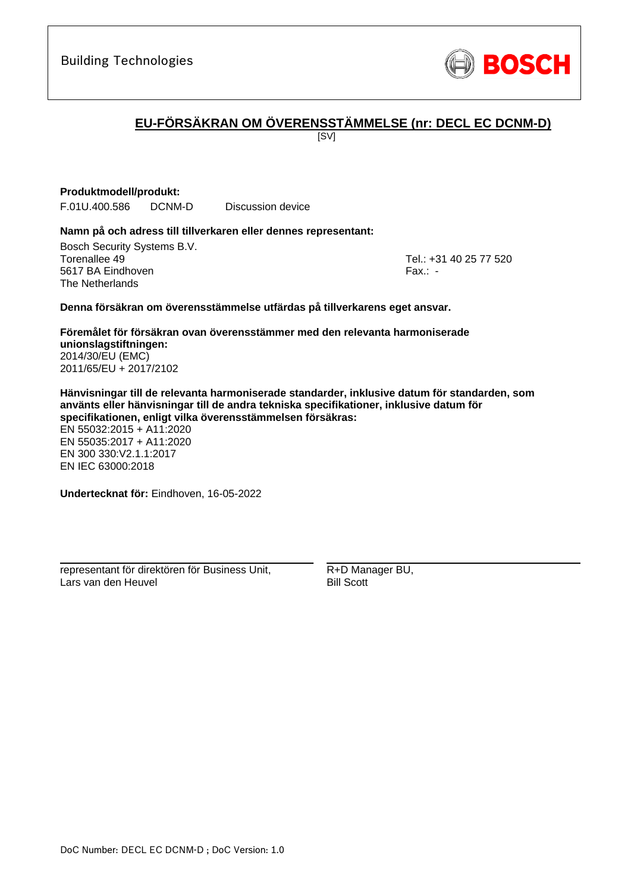Building Technologies

BOSCH

# EU-FÖRSÄKRAN OM ÖVERENSSTÄMMELSE (nr: DECL EC DCNM-D)

[SV]

**Produktmodell/produkt:**

F.01U.400.586 DCNM-D Discussion device

**Namn på och adress till tillverkaren eller dennes representant:**

Bosch Security Systems B.V.
Torenallee 49
5617 BA Eindhoven
The Netherlands

Tel.: +31 40 25 77 520
Fax.: -

**Denna försäkran om överensstämmelse utfärdas på tillverkarens eget ansvar.**

**Föremålet för försäkran ovan överensstämmer med den relevanta harmoniserade unionslagstiftningen:**
2014/30/EU (EMC)
2011/65/EU + 2017/2102

**Hänvisningar till de relevanta harmoniserade standarder, inklusive datum för standarden, som använts eller hänvisningar till de andra tekniska specifikationer, inklusive datum för specifikationen, enligt vilka överensstämmelsen försäkras:**
EN 55032:2015 + A11:2020
EN 55035:2017 + A11:2020
EN 300 330:V2.1.1:2017
EN IEC 63000:2018

**Undertecknat för:** Eindhoven, 16-05-2022

representant för direktören för Business Unit,
Lars van den Heuvel

R+D Manager BU,
Bill Scott

DoC Number: DECL EC DCNM-D ; DoC Version: 1.0